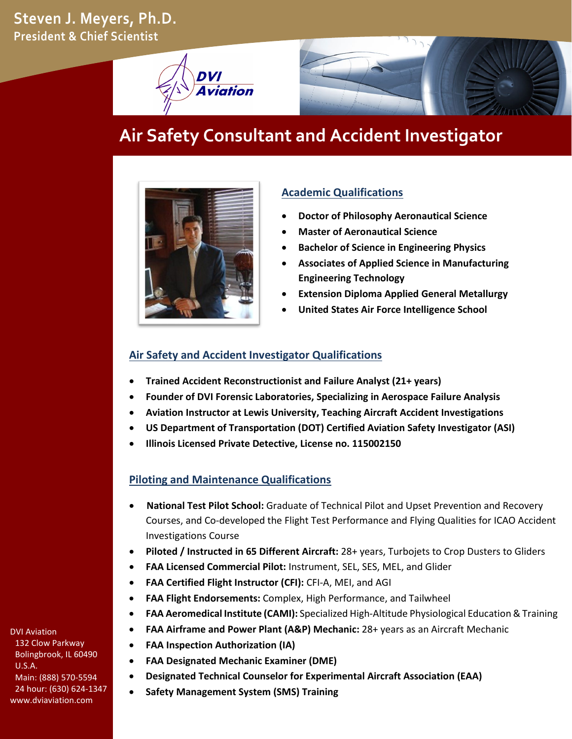# Steven J. Meyers, Ph.D.

**President & Chief Scientist**

DVI Aviation

## Air Safety Consultant and Accident Investigator

### Academic Qualifications

- **Doctor of Philosophy Aeronautical Science**
- **Master of Aeronautical Science**
- **Bachelor of Science in Engineering Physics**
- **Associates of Applied Science in Manufacturing Engineering Technology**
- **Extension Diploma Applied General Metallurgy**
- **United States Air Force Intelligence School**

### Air Safety and Accident Investigator Qualifications

- **Trained Accident Reconstructionist and Failure Analyst (21+ years)**
- **Founder of DVI Forensic Laboratories, Specializing in Aerospace Failure Analysis**
- **Aviation Instructor at Lewis University, Teaching Aircraft Accident Investigations**
- **US Department of Transportation (DOT) Certified Aviation Safety Investigator (ASI)**
- **Illinois Licensed Private Detective, License no. 115002150**

### Piloting and Maintenance Qualifications

- **National Test Pilot School:** Graduate of Technical Pilot and Upset Prevention and Recovery Courses, and Co-developed the Flight Test Performance and Flying Qualities for ICAO Accident Investigations Course
- **Piloted / Instructed in 65 Different Aircraft:** 28+ years, Turbojets to Crop Dusters to Gliders
- **FAA Licensed Commercial Pilot:** Instrument, SEL, SES, MEL, and Glider
- **FAA Certified Flight Instructor (CFI):** CFI-A, MEI, and AGI
- **FAA Flight Endorsements:** Complex, High Performance, and Tailwheel
- **FAA Aeromedical Institute (CAMI):** Specialized High-Altitude Physiological Education & Training
- **FAA Airframe and Power Plant (A&P) Mechanic:** 28+ years as an Aircraft Mechanic
- **FAA Inspection Authorization (IA)**
- **FAA Designated Mechanic Examiner (DME)**
- **Designated Technical Counselor for Experimental Aircraft Association (EAA)**
- **Safety Management System (SMS) Training**

DVI Aviation
132 Clow Parkway
Bolingbrook, IL 60490
U.S.A.
Main: (888) 570-5594
24 hour: (630) 624-1347
www.dviaviation.com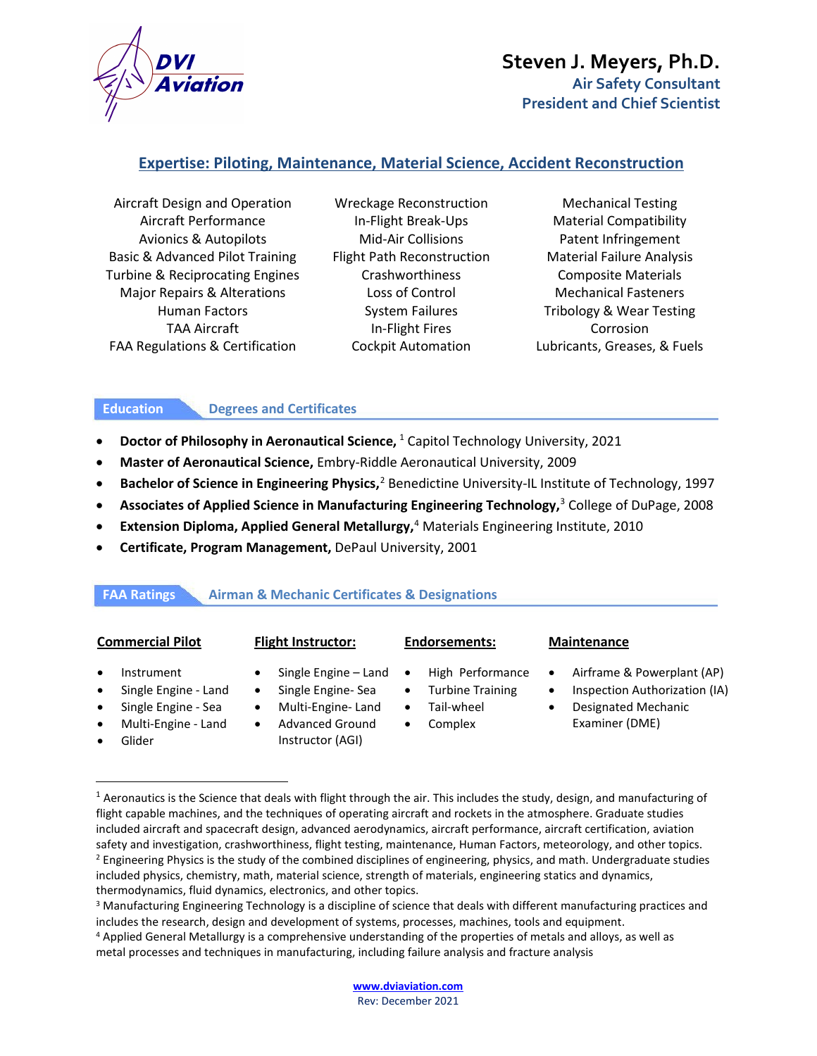DVI Aviation

# Steven J. Meyers, Ph.D.

**Air Safety Consultant**
**President and Chief Scientist**

## Expertise: Piloting, Maintenance, Material Science, Accident Reconstruction

| | | |
|---|---|---|
| Aircraft Design and Operation | Wreckage Reconstruction | Mechanical Testing |
| Aircraft Performance | In-Flight Break-Ups | Material Compatibility |
| Avionics & Autopilots | Mid-Air Collisions | Patent Infringement |
| Basic & Advanced Pilot Training | Flight Path Reconstruction | Material Failure Analysis |
| Turbine & Reciprocating Engines | Crashworthiness | Composite Materials |
| Major Repairs & Alterations | Loss of Control | Mechanical Fasteners |
| Human Factors | System Failures | Tribology & Wear Testing |
| TAA Aircraft | In-Flight Fires | Corrosion |
| FAA Regulations & Certification | Cockpit Automation | Lubricants, Greases, & Fuels |

## Education — Degrees and Certificates

- **Doctor of Philosophy in Aeronautical Science,** [1] Capitol Technology University, 2021
- **Master of Aeronautical Science,** Embry-Riddle Aeronautical University, 2009
- **Bachelor of Science in Engineering Physics,**[2] Benedictine University-IL Institute of Technology, 1997
- **Associates of Applied Science in Manufacturing Engineering Technology,**[3] College of DuPage, 2008
- **Extension Diploma, Applied General Metallurgy,**[4] Materials Engineering Institute, 2010
- **Certificate, Program Management,** DePaul University, 2001

## FAA Ratings — Airman & Mechanic Certificates & Designations

**Commercial Pilot**
- Instrument
- Single Engine - Land
- Single Engine - Sea
- Multi-Engine - Land
- Glider

**Flight Instructor:**
- Single Engine – Land
- Single Engine- Sea
- Multi-Engine- Land
- Advanced Ground Instructor (AGI)

**Endorsements:**
- High Performance
- Turbine Training
- Tail-wheel
- Complex

**Maintenance**
- Airframe & Powerplant (AP)
- Inspection Authorization (IA)
- Designated Mechanic Examiner (DME)

---

[1] Aeronautics is the Science that deals with flight through the air. This includes the study, design, and manufacturing of flight capable machines, and the techniques of operating aircraft and rockets in the atmosphere. Graduate studies included aircraft and spacecraft design, advanced aerodynamics, aircraft performance, aircraft certification, aviation safety and investigation, crashworthiness, flight testing, maintenance, Human Factors, meteorology, and other topics.

[2] Engineering Physics is the study of the combined disciplines of engineering, physics, and math. Undergraduate studies included physics, chemistry, math, material science, strength of materials, engineering statics and dynamics, thermodynamics, fluid dynamics, electronics, and other topics.

[3] Manufacturing Engineering Technology is a discipline of science that deals with different manufacturing practices and includes the research, design and development of systems, processes, machines, tools and equipment.

[4] Applied General Metallurgy is a comprehensive understanding of the properties of metals and alloys, as well as metal processes and techniques in manufacturing, including failure analysis and fracture analysis

www.dviaviation.com
Rev: December 2021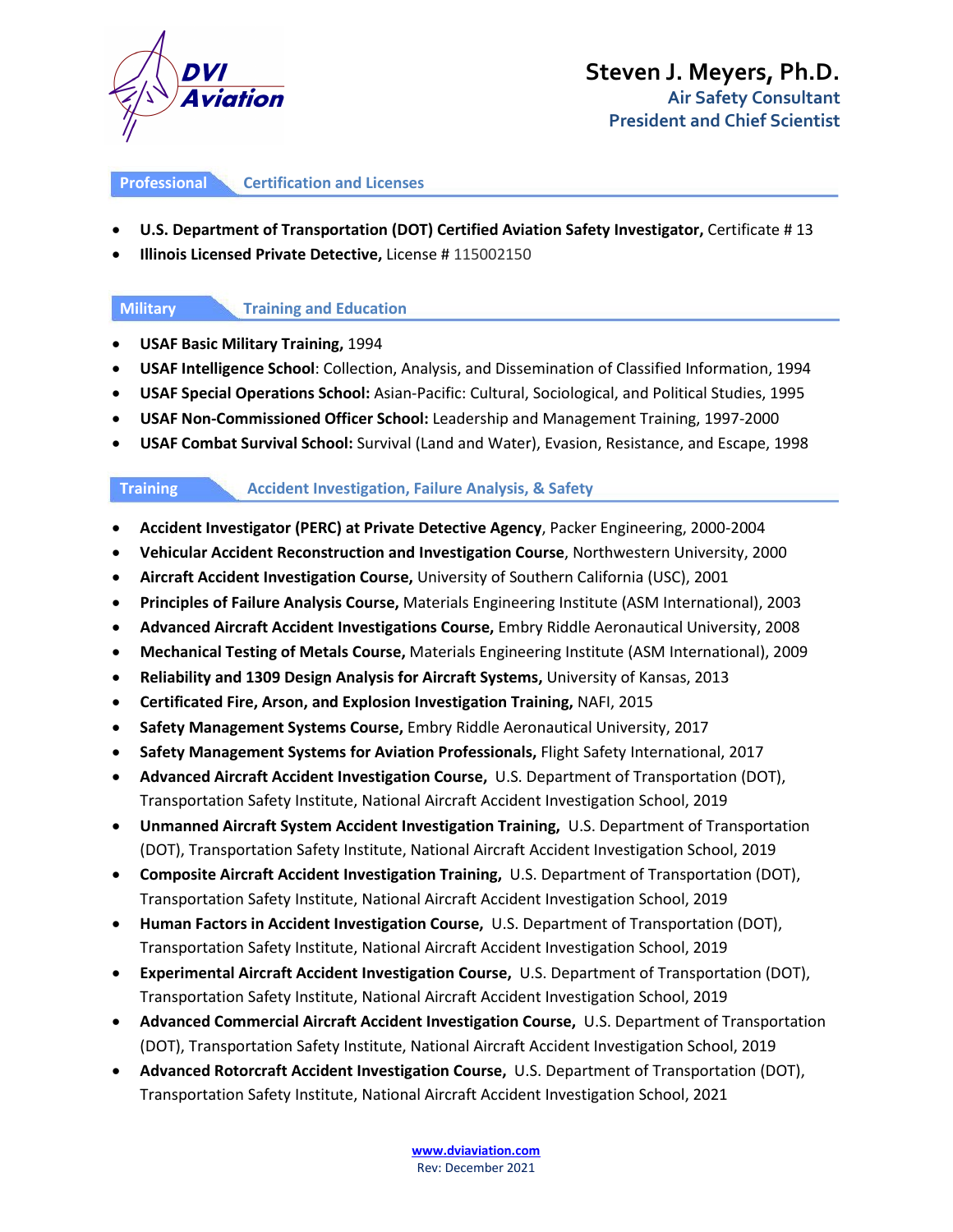**DVI Aviation**

# Steven J. Meyers, Ph.D.

**Air Safety Consultant**
**President and Chief Scientist**

## Professional Certification and Licenses

- **U.S. Department of Transportation (DOT) Certified Aviation Safety Investigator,** Certificate # 13
- **Illinois Licensed Private Detective,** License # 115002150

## Military Training and Education

- **USAF Basic Military Training,** 1994
- **USAF Intelligence School**: Collection, Analysis, and Dissemination of Classified Information, 1994
- **USAF Special Operations School:** Asian-Pacific: Cultural, Sociological, and Political Studies, 1995
- **USAF Non-Commissioned Officer School:** Leadership and Management Training, 1997-2000
- **USAF Combat Survival School:** Survival (Land and Water), Evasion, Resistance, and Escape, 1998

## Training Accident Investigation, Failure Analysis, & Safety

- **Accident Investigator (PERC) at Private Detective Agency**, Packer Engineering, 2000-2004
- **Vehicular Accident Reconstruction and Investigation Course**, Northwestern University, 2000
- **Aircraft Accident Investigation Course,** University of Southern California (USC), 2001
- **Principles of Failure Analysis Course,** Materials Engineering Institute (ASM International), 2003
- **Advanced Aircraft Accident Investigations Course,** Embry Riddle Aeronautical University, 2008
- **Mechanical Testing of Metals Course,** Materials Engineering Institute (ASM International), 2009
- **Reliability and 1309 Design Analysis for Aircraft Systems,** University of Kansas, 2013
- **Certificated Fire, Arson, and Explosion Investigation Training,** NAFI, 2015
- **Safety Management Systems Course,** Embry Riddle Aeronautical University, 2017
- **Safety Management Systems for Aviation Professionals,** Flight Safety International, 2017
- **Advanced Aircraft Accident Investigation Course,** U.S. Department of Transportation (DOT), Transportation Safety Institute, National Aircraft Accident Investigation School, 2019
- **Unmanned Aircraft System Accident Investigation Training,** U.S. Department of Transportation (DOT), Transportation Safety Institute, National Aircraft Accident Investigation School, 2019
- **Composite Aircraft Accident Investigation Training,** U.S. Department of Transportation (DOT), Transportation Safety Institute, National Aircraft Accident Investigation School, 2019
- **Human Factors in Accident Investigation Course,** U.S. Department of Transportation (DOT), Transportation Safety Institute, National Aircraft Accident Investigation School, 2019
- **Experimental Aircraft Accident Investigation Course,** U.S. Department of Transportation (DOT), Transportation Safety Institute, National Aircraft Accident Investigation School, 2019
- **Advanced Commercial Aircraft Accident Investigation Course,** U.S. Department of Transportation (DOT), Transportation Safety Institute, National Aircraft Accident Investigation School, 2019
- **Advanced Rotorcraft Accident Investigation Course,** U.S. Department of Transportation (DOT), Transportation Safety Institute, National Aircraft Accident Investigation School, 2021

www.dviaviation.com
Rev: December 2021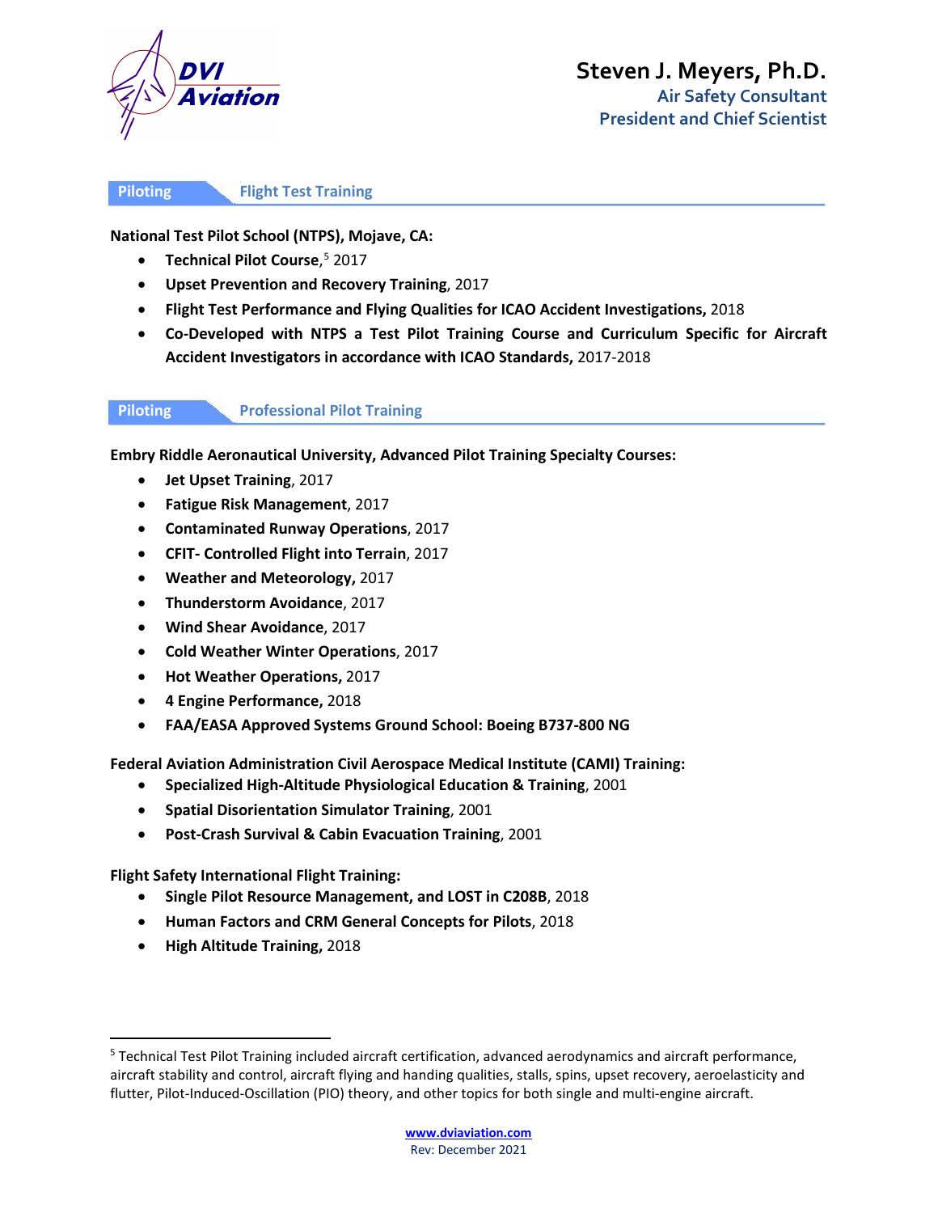**Steven J. Meyers, Ph.D.**
Air Safety Consultant
President and Chief Scientist

## Piloting — Flight Test Training

**National Test Pilot School (NTPS), Mojave, CA:**

- **Technical Pilot Course**,[5] 2017
- **Upset Prevention and Recovery Training**, 2017
- **Flight Test Performance and Flying Qualities for ICAO Accident Investigations,** 2018
- **Co-Developed with NTPS a Test Pilot Training Course and Curriculum Specific for Aircraft Accident Investigators in accordance with ICAO Standards,** 2017-2018

## Piloting — Professional Pilot Training

**Embry Riddle Aeronautical University, Advanced Pilot Training Specialty Courses:**

- **Jet Upset Training**, 2017
- **Fatigue Risk Management**, 2017
- **Contaminated Runway Operations**, 2017
- **CFIT- Controlled Flight into Terrain**, 2017
- **Weather and Meteorology,** 2017
- **Thunderstorm Avoidance**, 2017
- **Wind Shear Avoidance**, 2017
- **Cold Weather Winter Operations**, 2017
- **Hot Weather Operations,** 2017
- **4 Engine Performance,** 2018
- **FAA/EASA Approved Systems Ground School: Boeing B737-800 NG**

**Federal Aviation Administration Civil Aerospace Medical Institute (CAMI) Training:**

- **Specialized High-Altitude Physiological Education & Training**, 2001
- **Spatial Disorientation Simulator Training**, 2001
- **Post-Crash Survival & Cabin Evacuation Training**, 2001

**Flight Safety International Flight Training:**

- **Single Pilot Resource Management, and LOST in C208B**, 2018
- **Human Factors and CRM General Concepts for Pilots**, 2018
- **High Altitude Training,** 2018

---

[5] Technical Test Pilot Training included aircraft certification, advanced aerodynamics and aircraft performance, aircraft stability and control, aircraft flying and handing qualities, stalls, spins, upset recovery, aeroelasticity and flutter, Pilot-Induced-Oscillation (PIO) theory, and other topics for both single and multi-engine aircraft.

www.dviaviation.com
Rev: December 2021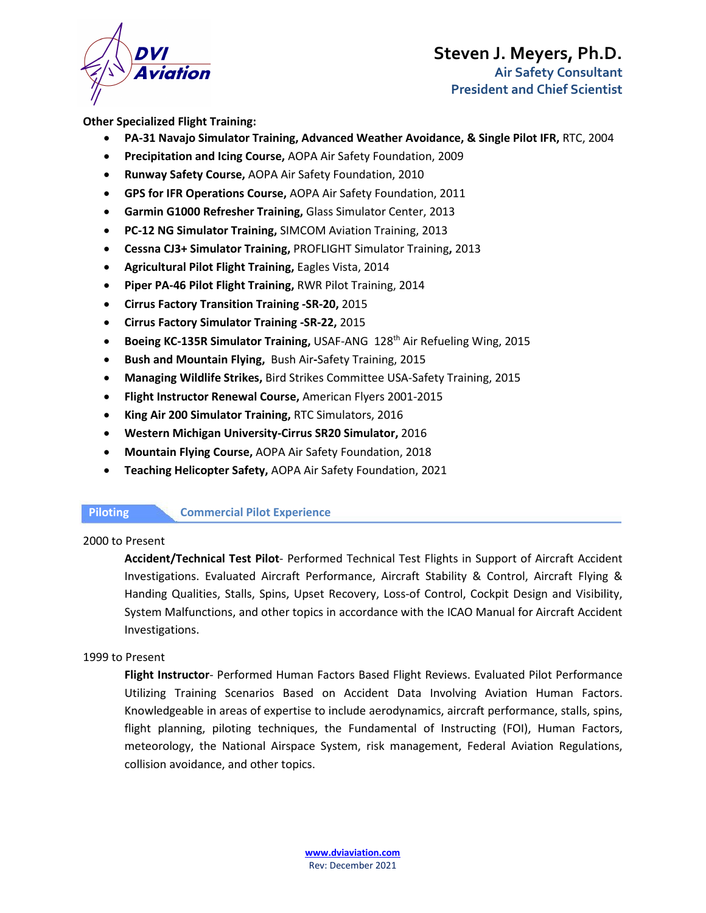**Other Specialized Flight Training:**

- **PA-31 Navajo Simulator Training, Advanced Weather Avoidance, & Single Pilot IFR,** RTC, 2004
- **Precipitation and Icing Course,** AOPA Air Safety Foundation, 2009
- **Runway Safety Course,** AOPA Air Safety Foundation, 2010
- **GPS for IFR Operations Course,** AOPA Air Safety Foundation, 2011
- **Garmin G1000 Refresher Training,** Glass Simulator Center, 2013
- **PC-12 NG Simulator Training,** SIMCOM Aviation Training, 2013
- **Cessna CJ3+ Simulator Training,** PROFLIGHT Simulator Training**,** 2013
- **Agricultural Pilot Flight Training,** Eagles Vista, 2014
- **Piper PA-46 Pilot Flight Training,** RWR Pilot Training, 2014
- **Cirrus Factory Transition Training -SR-20,** 2015
- **Cirrus Factory Simulator Training -SR-22,** 2015
- **Boeing KC-135R Simulator Training,** USAF-ANG 128th Air Refueling Wing, 2015
- **Bush and Mountain Flying,** Bush Air-Safety Training, 2015
- **Managing Wildlife Strikes,** Bird Strikes Committee USA-Safety Training, 2015
- **Flight Instructor Renewal Course,** American Flyers 2001-2015
- **King Air 200 Simulator Training,** RTC Simulators, 2016
- **Western Michigan University-Cirrus SR20 Simulator,** 2016
- **Mountain Flying Course,** AOPA Air Safety Foundation, 2018
- **Teaching Helicopter Safety,** AOPA Air Safety Foundation, 2021

## Piloting — Commercial Pilot Experience

2000 to Present

**Accident/Technical Test Pilot**- Performed Technical Test Flights in Support of Aircraft Accident Investigations. Evaluated Aircraft Performance, Aircraft Stability & Control, Aircraft Flying & Handing Qualities, Stalls, Spins, Upset Recovery, Loss-of Control, Cockpit Design and Visibility, System Malfunctions, and other topics in accordance with the ICAO Manual for Aircraft Accident Investigations.

1999 to Present

**Flight Instructor**- Performed Human Factors Based Flight Reviews. Evaluated Pilot Performance Utilizing Training Scenarios Based on Accident Data Involving Aviation Human Factors. Knowledgeable in areas of expertise to include aerodynamics, aircraft performance, stalls, spins, flight planning, piloting techniques, the Fundamental of Instructing (FOI), Human Factors, meteorology, the National Airspace System, risk management, Federal Aviation Regulations, collision avoidance, and other topics.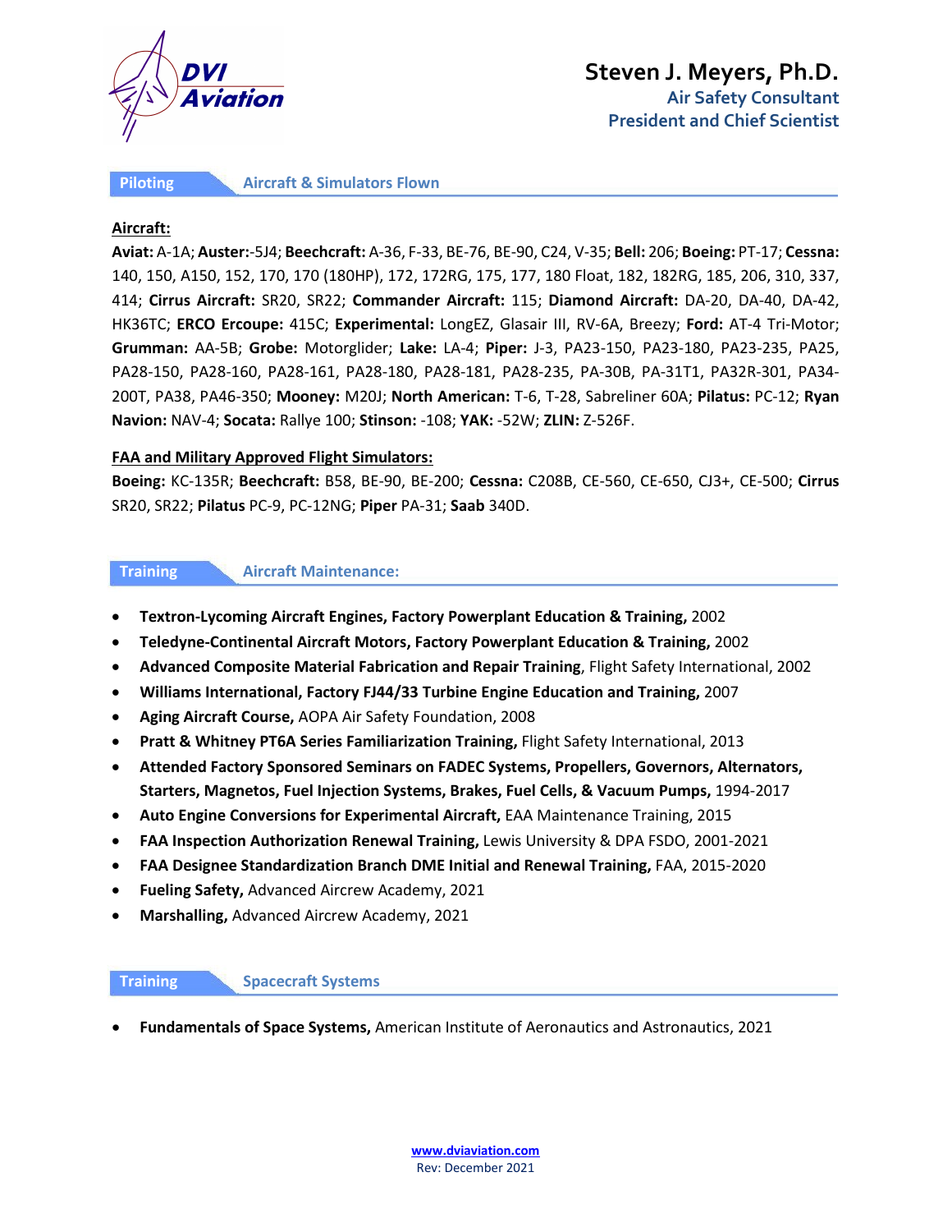# Steven J. Meyers, Ph.D.

**Air Safety Consultant**
**President and Chief Scientist**

## Piloting — Aircraft & Simulators Flown

**Aircraft:**

**Aviat:** A-1A; **Auster:**-5J4; **Beechcraft:** A-36, F-33, BE-76, BE-90, C24, V-35; **Bell:** 206; **Boeing:** PT-17; **Cessna:** 140, 150, A150, 152, 170, 170 (180HP), 172, 172RG, 175, 177, 180 Float, 182, 182RG, 185, 206, 310, 337, 414; **Cirrus Aircraft:** SR20, SR22; **Commander Aircraft:** 115; **Diamond Aircraft:** DA-20, DA-40, DA-42, HK36TC; **ERCO Ercoupe:** 415C; **Experimental:** LongEZ, Glasair III, RV-6A, Breezy; **Ford:** AT-4 Tri-Motor; **Grumman:** AA-5B; **Grobe:** Motorglider; **Lake:** LA-4; **Piper:** J-3, PA23-150, PA23-180, PA23-235, PA25, PA28-150, PA28-160, PA28-161, PA28-180, PA28-181, PA28-235, PA-30B, PA-31T1, PA32R-301, PA34-200T, PA38, PA46-350; **Mooney:** M20J; **North American:** T-6, T-28, Sabreliner 60A; **Pilatus:** PC-12; **Ryan Navion:** NAV-4; **Socata:** Rallye 100; **Stinson:** -108; **YAK:** -52W; **ZLIN:** Z-526F.

**FAA and Military Approved Flight Simulators:**

**Boeing:** KC-135R; **Beechcraft:** B58, BE-90, BE-200; **Cessna:** C208B, CE-560, CE-650, CJ3+, CE-500; **Cirrus** SR20, SR22; **Pilatus** PC-9, PC-12NG; **Piper** PA-31; **Saab** 340D.

## Training — Aircraft Maintenance:

- **Textron-Lycoming Aircraft Engines, Factory Powerplant Education & Training,** 2002
- **Teledyne-Continental Aircraft Motors, Factory Powerplant Education & Training,** 2002
- **Advanced Composite Material Fabrication and Repair Training**, Flight Safety International, 2002
- **Williams International, Factory FJ44/33 Turbine Engine Education and Training,** 2007
- **Aging Aircraft Course,** AOPA Air Safety Foundation, 2008
- **Pratt & Whitney PT6A Series Familiarization Training,** Flight Safety International, 2013
- **Attended Factory Sponsored Seminars on FADEC Systems, Propellers, Governors, Alternators, Starters, Magnetos, Fuel Injection Systems, Brakes, Fuel Cells, & Vacuum Pumps,** 1994-2017
- **Auto Engine Conversions for Experimental Aircraft,** EAA Maintenance Training, 2015
- **FAA Inspection Authorization Renewal Training,** Lewis University & DPA FSDO, 2001-2021
- **FAA Designee Standardization Branch DME Initial and Renewal Training,** FAA, 2015-2020
- **Fueling Safety,** Advanced Aircrew Academy, 2021
- **Marshalling,** Advanced Aircrew Academy, 2021

## Training — Spacecraft Systems

- **Fundamentals of Space Systems,** American Institute of Aeronautics and Astronautics, 2021

www.dviaviation.com
Rev: December 2021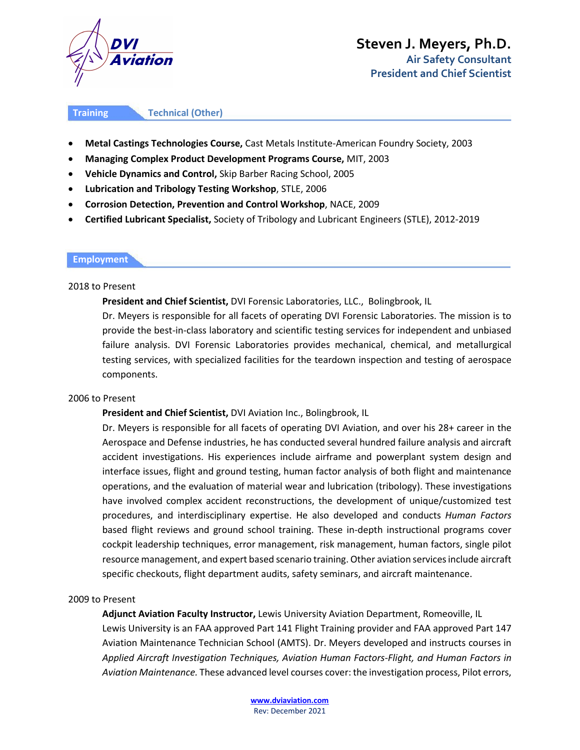## Training — Technical (Other)

- **Metal Castings Technologies Course,** Cast Metals Institute-American Foundry Society, 2003
- **Managing Complex Product Development Programs Course,** MIT, 2003
- **Vehicle Dynamics and Control,** Skip Barber Racing School, 2005
- **Lubrication and Tribology Testing Workshop**, STLE, 2006
- **Corrosion Detection, Prevention and Control Workshop**, NACE, 2009
- **Certified Lubricant Specialist,** Society of Tribology and Lubricant Engineers (STLE), 2012-2019

## Employment

2018 to Present

**President and Chief Scientist,** DVI Forensic Laboratories, LLC., Bolingbrook, IL

Dr. Meyers is responsible for all facets of operating DVI Forensic Laboratories. The mission is to provide the best-in-class laboratory and scientific testing services for independent and unbiased failure analysis. DVI Forensic Laboratories provides mechanical, chemical, and metallurgical testing services, with specialized facilities for the teardown inspection and testing of aerospace components.

2006 to Present

**President and Chief Scientist,** DVI Aviation Inc., Bolingbrook, IL

Dr. Meyers is responsible for all facets of operating DVI Aviation, and over his 28+ career in the Aerospace and Defense industries, he has conducted several hundred failure analysis and aircraft accident investigations. His experiences include airframe and powerplant system design and interface issues, flight and ground testing, human factor analysis of both flight and maintenance operations, and the evaluation of material wear and lubrication (tribology). These investigations have involved complex accident reconstructions, the development of unique/customized test procedures, and interdisciplinary expertise. He also developed and conducts *Human Factors* based flight reviews and ground school training. These in-depth instructional programs cover cockpit leadership techniques, error management, risk management, human factors, single pilot resource management, and expert based scenario training. Other aviation services include aircraft specific checkouts, flight department audits, safety seminars, and aircraft maintenance.

2009 to Present

**Adjunct Aviation Faculty Instructor,** Lewis University Aviation Department, Romeoville, IL

Lewis University is an FAA approved Part 141 Flight Training provider and FAA approved Part 147 Aviation Maintenance Technician School (AMTS). Dr. Meyers developed and instructs courses in *Applied Aircraft Investigation Techniques, Aviation Human Factors-Flight, and Human Factors in Aviation Maintenance.* These advanced level courses cover: the investigation process, Pilot errors,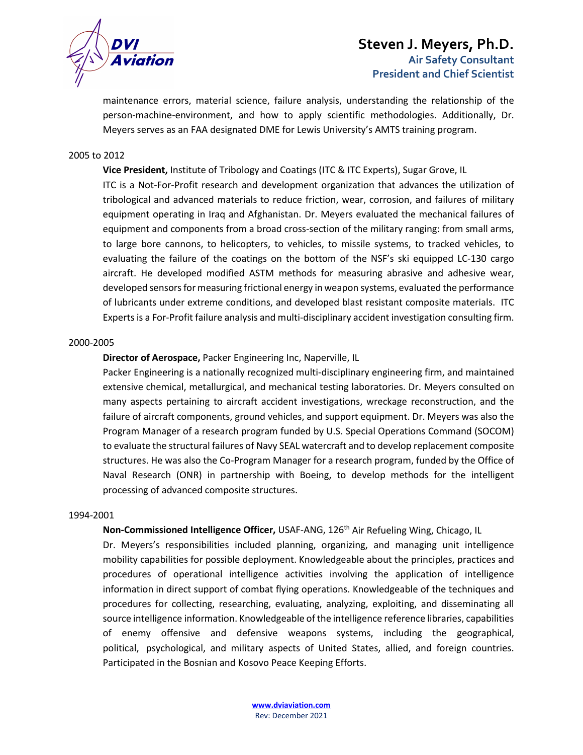maintenance errors, material science, failure analysis, understanding the relationship of the person-machine-environment, and how to apply scientific methodologies. Additionally, Dr. Meyers serves as an FAA designated DME for Lewis University's AMTS training program.

2005 to 2012

**Vice President,** Institute of Tribology and Coatings (ITC & ITC Experts), Sugar Grove, IL

ITC is a Not-For-Profit research and development organization that advances the utilization of tribological and advanced materials to reduce friction, wear, corrosion, and failures of military equipment operating in Iraq and Afghanistan. Dr. Meyers evaluated the mechanical failures of equipment and components from a broad cross-section of the military ranging: from small arms, to large bore cannons, to helicopters, to vehicles, to missile systems, to tracked vehicles, to evaluating the failure of the coatings on the bottom of the NSF's ski equipped LC-130 cargo aircraft. He developed modified ASTM methods for measuring abrasive and adhesive wear, developed sensors for measuring frictional energy in weapon systems, evaluated the performance of lubricants under extreme conditions, and developed blast resistant composite materials. ITC Experts is a For-Profit failure analysis and multi-disciplinary accident investigation consulting firm.

2000-2005

**Director of Aerospace,** Packer Engineering Inc, Naperville, IL

Packer Engineering is a nationally recognized multi-disciplinary engineering firm, and maintained extensive chemical, metallurgical, and mechanical testing laboratories. Dr. Meyers consulted on many aspects pertaining to aircraft accident investigations, wreckage reconstruction, and the failure of aircraft components, ground vehicles, and support equipment. Dr. Meyers was also the Program Manager of a research program funded by U.S. Special Operations Command (SOCOM) to evaluate the structural failures of Navy SEAL watercraft and to develop replacement composite structures. He was also the Co-Program Manager for a research program, funded by the Office of Naval Research (ONR) in partnership with Boeing, to develop methods for the intelligent processing of advanced composite structures.

1994-2001

**Non-Commissioned Intelligence Officer,** USAF-ANG, 126th Air Refueling Wing, Chicago, IL

Dr. Meyers's responsibilities included planning, organizing, and managing unit intelligence mobility capabilities for possible deployment. Knowledgeable about the principles, practices and procedures of operational intelligence activities involving the application of intelligence information in direct support of combat flying operations. Knowledgeable of the techniques and procedures for collecting, researching, evaluating, analyzing, exploiting, and disseminating all source intelligence information. Knowledgeable of the intelligence reference libraries, capabilities of enemy offensive and defensive weapons systems, including the geographical, political, psychological, and military aspects of United States, allied, and foreign countries. Participated in the Bosnian and Kosovo Peace Keeping Efforts.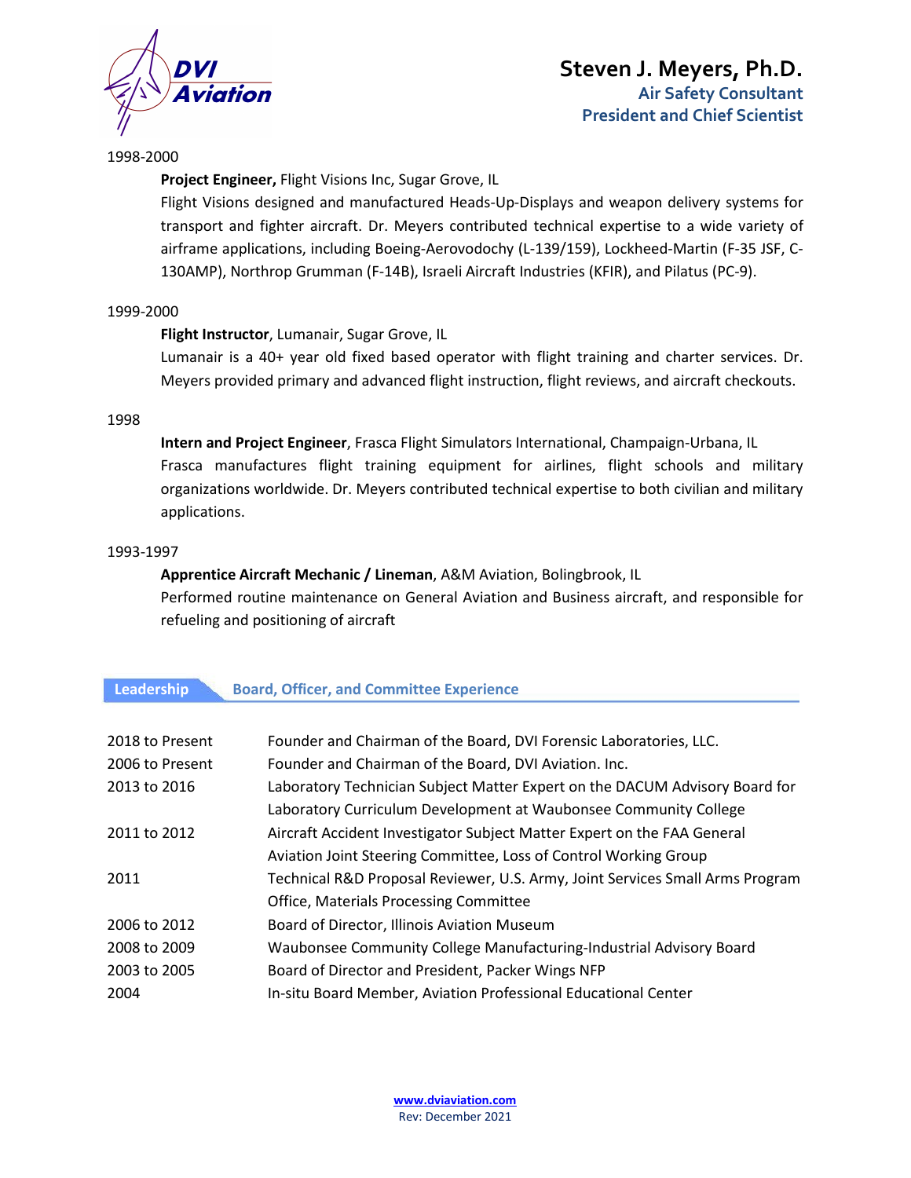1998-2000

**Project Engineer,** Flight Visions Inc, Sugar Grove, IL

Flight Visions designed and manufactured Heads-Up-Displays and weapon delivery systems for transport and fighter aircraft. Dr. Meyers contributed technical expertise to a wide variety of airframe applications, including Boeing-Aerovodochy (L-139/159), Lockheed-Martin (F-35 JSF, C-130AMP), Northrop Grumman (F-14B), Israeli Aircraft Industries (KFIR), and Pilatus (PC-9).

1999-2000

**Flight Instructor**, Lumanair, Sugar Grove, IL

Lumanair is a 40+ year old fixed based operator with flight training and charter services. Dr. Meyers provided primary and advanced flight instruction, flight reviews, and aircraft checkouts.

1998

**Intern and Project Engineer**, Frasca Flight Simulators International, Champaign-Urbana, IL

Frasca manufactures flight training equipment for airlines, flight schools and military organizations worldwide. Dr. Meyers contributed technical expertise to both civilian and military applications.

1993-1997

**Apprentice Aircraft Mechanic / Lineman**, A&M Aviation, Bolingbrook, IL

Performed routine maintenance on General Aviation and Business aircraft, and responsible for refueling and positioning of aircraft

## Leadership — Board, Officer, and Committee Experience

| | |
|---|---|
| 2018 to Present | Founder and Chairman of the Board, DVI Forensic Laboratories, LLC. |
| 2006 to Present | Founder and Chairman of the Board, DVI Aviation. Inc. |
| 2013 to 2016 | Laboratory Technician Subject Matter Expert on the DACUM Advisory Board for Laboratory Curriculum Development at Waubonsee Community College |
| 2011 to 2012 | Aircraft Accident Investigator Subject Matter Expert on the FAA General Aviation Joint Steering Committee, Loss of Control Working Group |
| 2011 | Technical R&D Proposal Reviewer, U.S. Army, Joint Services Small Arms Program Office, Materials Processing Committee |
| 2006 to 2012 | Board of Director, Illinois Aviation Museum |
| 2008 to 2009 | Waubonsee Community College Manufacturing-Industrial Advisory Board |
| 2003 to 2005 | Board of Director and President, Packer Wings NFP |
| 2004 | In-situ Board Member, Aviation Professional Educational Center |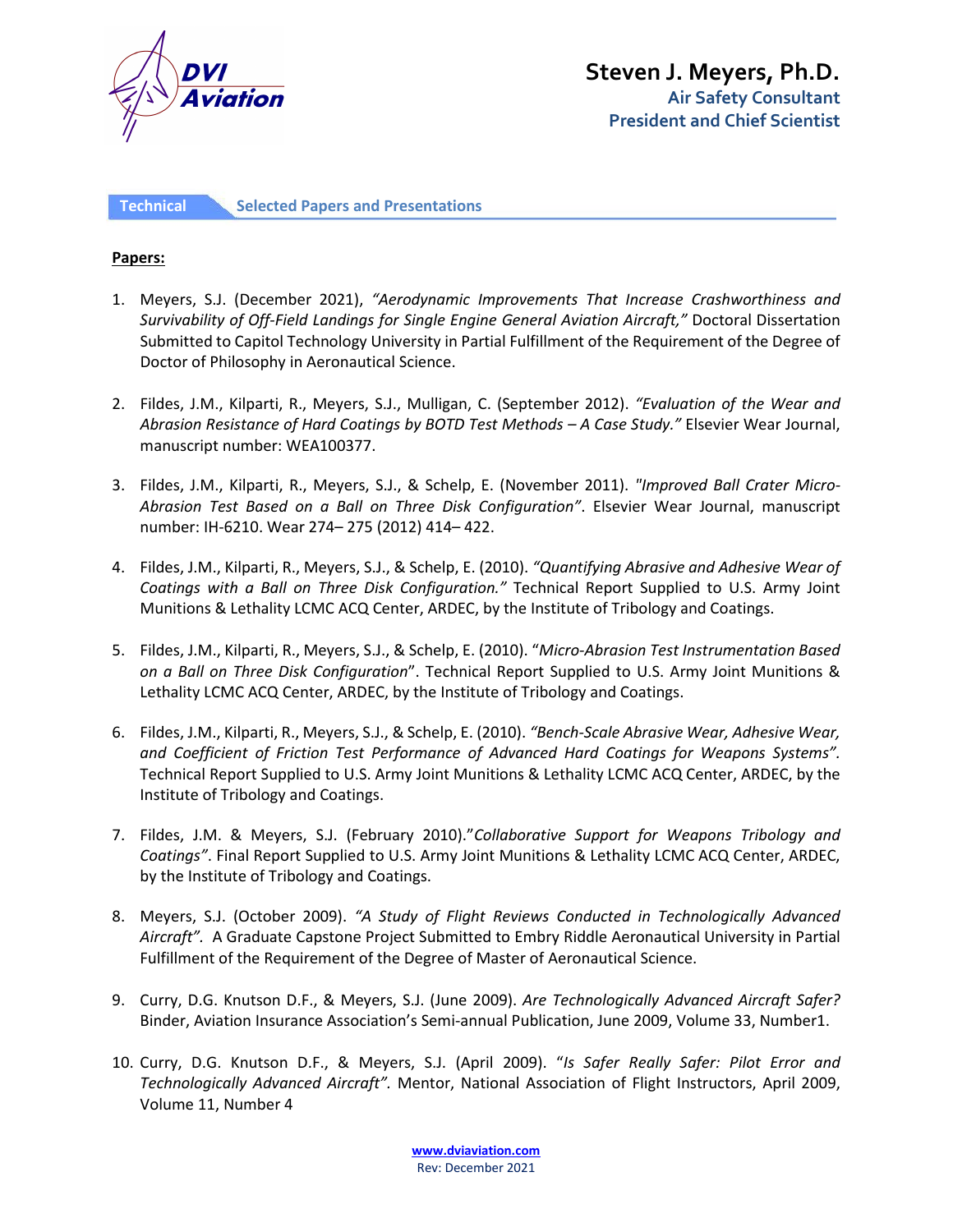## Technical — Selected Papers and Presentations

**Papers:**

1. Meyers, S.J. (December 2021), *"Aerodynamic Improvements That Increase Crashworthiness and Survivability of Off-Field Landings for Single Engine General Aviation Aircraft,"* Doctoral Dissertation Submitted to Capitol Technology University in Partial Fulfillment of the Requirement of the Degree of Doctor of Philosophy in Aeronautical Science.

2. Fildes, J.M., Kilparti, R., Meyers, S.J., Mulligan, C. (September 2012). *"Evaluation of the Wear and Abrasion Resistance of Hard Coatings by BOTD Test Methods – A Case Study."* Elsevier Wear Journal, manuscript number: WEA100377.

3. Fildes, J.M., Kilparti, R., Meyers, S.J., & Schelp, E. (November 2011). *"Improved Ball Crater Micro-Abrasion Test Based on a Ball on Three Disk Configuration"*. Elsevier Wear Journal, manuscript number: IH-6210. Wear 274– 275 (2012) 414– 422.

4. Fildes, J.M., Kilparti, R., Meyers, S.J., & Schelp, E. (2010). *"Quantifying Abrasive and Adhesive Wear of Coatings with a Ball on Three Disk Configuration."* Technical Report Supplied to U.S. Army Joint Munitions & Lethality LCMC ACQ Center, ARDEC, by the Institute of Tribology and Coatings.

5. Fildes, J.M., Kilparti, R., Meyers, S.J., & Schelp, E. (2010). "*Micro-Abrasion Test Instrumentation Based on a Ball on Three Disk Configuration*". Technical Report Supplied to U.S. Army Joint Munitions & Lethality LCMC ACQ Center, ARDEC, by the Institute of Tribology and Coatings.

6. Fildes, J.M., Kilparti, R., Meyers, S.J., & Schelp, E. (2010). *"Bench-Scale Abrasive Wear, Adhesive Wear, and Coefficient of Friction Test Performance of Advanced Hard Coatings for Weapons Systems".* Technical Report Supplied to U.S. Army Joint Munitions & Lethality LCMC ACQ Center, ARDEC, by the Institute of Tribology and Coatings.

7. Fildes, J.M. & Meyers, S.J. (February 2010)."*Collaborative Support for Weapons Tribology and Coatings"*. Final Report Supplied to U.S. Army Joint Munitions & Lethality LCMC ACQ Center, ARDEC, by the Institute of Tribology and Coatings.

8. Meyers, S.J. (October 2009). *"A Study of Flight Reviews Conducted in Technologically Advanced Aircraft".* A Graduate Capstone Project Submitted to Embry Riddle Aeronautical University in Partial Fulfillment of the Requirement of the Degree of Master of Aeronautical Science.

9. Curry, D.G. Knutson D.F., & Meyers, S.J. (June 2009). *Are Technologically Advanced Aircraft Safer?* Binder, Aviation Insurance Association's Semi-annual Publication, June 2009, Volume 33, Number1.

10. Curry, D.G. Knutson D.F., & Meyers, S.J. (April 2009). "*Is Safer Really Safer: Pilot Error and Technologically Advanced Aircraft".* Mentor, National Association of Flight Instructors, April 2009, Volume 11, Number 4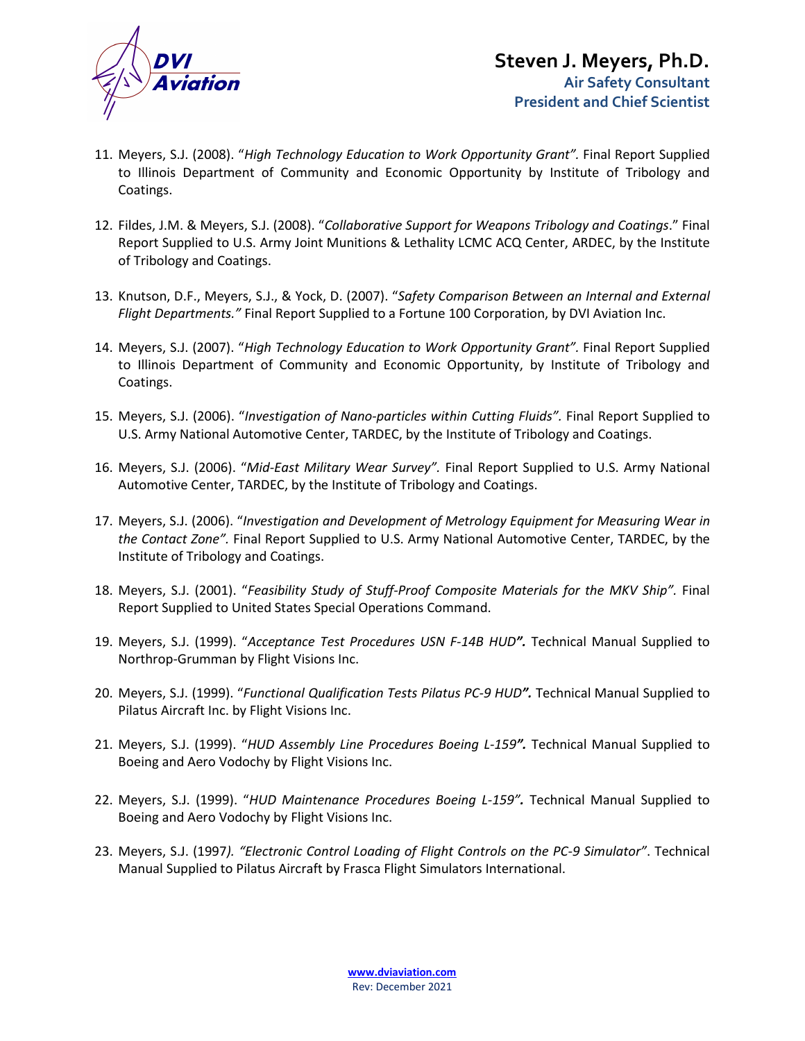11. Meyers, S.J. (2008). "*High Technology Education to Work Opportunity Grant".* Final Report Supplied to Illinois Department of Community and Economic Opportunity by Institute of Tribology and Coatings.

12. Fildes, J.M. & Meyers, S.J. (2008). "*Collaborative Support for Weapons Tribology and Coatings*." Final Report Supplied to U.S. Army Joint Munitions & Lethality LCMC ACQ Center, ARDEC, by the Institute of Tribology and Coatings.

13. Knutson, D.F., Meyers, S.J., & Yock, D. (2007). "*Safety Comparison Between an Internal and External Flight Departments."* Final Report Supplied to a Fortune 100 Corporation, by DVI Aviation Inc.

14. Meyers, S.J. (2007). "*High Technology Education to Work Opportunity Grant".* Final Report Supplied to Illinois Department of Community and Economic Opportunity, by Institute of Tribology and Coatings.

15. Meyers, S.J. (2006). "*Investigation of Nano-particles within Cutting Fluids".* Final Report Supplied to U.S. Army National Automotive Center, TARDEC, by the Institute of Tribology and Coatings.

16. Meyers, S.J. (2006). "*Mid-East Military Wear Survey".* Final Report Supplied to U.S. Army National Automotive Center, TARDEC, by the Institute of Tribology and Coatings.

17. Meyers, S.J. (2006). "*Investigation and Development of Metrology Equipment for Measuring Wear in the Contact Zone".* Final Report Supplied to U.S. Army National Automotive Center, TARDEC, by the Institute of Tribology and Coatings.

18. Meyers, S.J. (2001). "*Feasibility Study of Stuff-Proof Composite Materials for the MKV Ship".* Final Report Supplied to United States Special Operations Command.

19. Meyers, S.J. (1999). "*Acceptance Test Procedures USN F-14B HUD***".** Technical Manual Supplied to Northrop-Grumman by Flight Visions Inc.

20. Meyers, S.J. (1999). "*Functional Qualification Tests Pilatus PC-9 HUD***".** Technical Manual Supplied to Pilatus Aircraft Inc. by Flight Visions Inc.

21. Meyers, S.J. (1999). "*HUD Assembly Line Procedures Boeing L-159***".** Technical Manual Supplied to Boeing and Aero Vodochy by Flight Visions Inc.

22. Meyers, S.J. (1999). "*HUD Maintenance Procedures Boeing L-159".* Technical Manual Supplied to Boeing and Aero Vodochy by Flight Visions Inc.

23. Meyers, S.J. (1997*). "Electronic Control Loading of Flight Controls on the PC-9 Simulator"*. Technical Manual Supplied to Pilatus Aircraft by Frasca Flight Simulators International.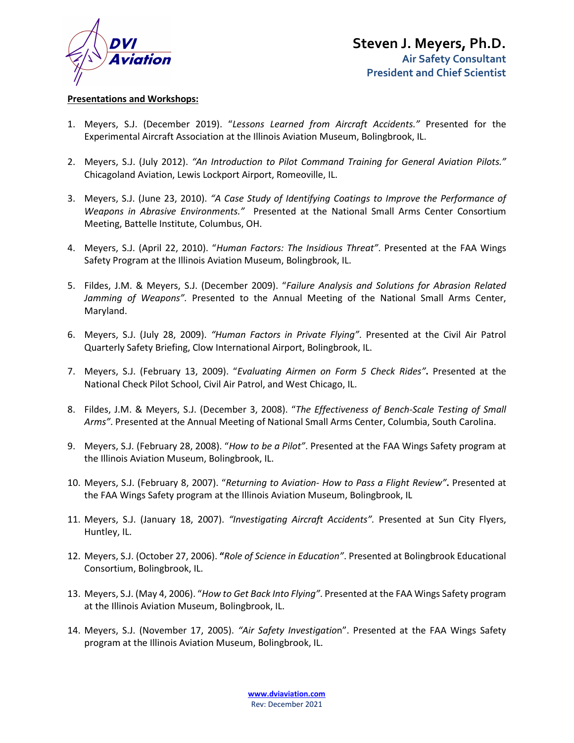**Presentations and Workshops:**

1. Meyers, S.J. (December 2019). "*Lessons Learned from Aircraft Accidents."* Presented for the Experimental Aircraft Association at the Illinois Aviation Museum, Bolingbrook, IL.

2. Meyers, S.J. (July 2012). *"An Introduction to Pilot Command Training for General Aviation Pilots."* Chicagoland Aviation, Lewis Lockport Airport, Romeoville, IL.

3. Meyers, S.J. (June 23, 2010). *"A Case Study of Identifying Coatings to Improve the Performance of Weapons in Abrasive Environments."* Presented at the National Small Arms Center Consortium Meeting, Battelle Institute, Columbus, OH.

4. Meyers, S.J. (April 22, 2010). "*Human Factors: The Insidious Threat"*. Presented at the FAA Wings Safety Program at the Illinois Aviation Museum, Bolingbrook, IL.

5. Fildes, J.M. & Meyers, S.J. (December 2009). "*Failure Analysis and Solutions for Abrasion Related Jamming of Weapons".* Presented to the Annual Meeting of the National Small Arms Center, Maryland.

6. Meyers, S.J. (July 28, 2009). *"Human Factors in Private Flying"*. Presented at the Civil Air Patrol Quarterly Safety Briefing, Clow International Airport, Bolingbrook, IL.

7. Meyers, S.J. (February 13, 2009). "*Evaluating Airmen on Form 5 Check Rides"***.** Presented at the National Check Pilot School, Civil Air Patrol, and West Chicago, IL.

8. Fildes, J.M. & Meyers, S.J. (December 3, 2008). "*The Effectiveness of Bench-Scale Testing of Small Arms"*. Presented at the Annual Meeting of National Small Arms Center, Columbia, South Carolina.

9. Meyers, S.J. (February 28, 2008). "*How to be a Pilot"*. Presented at the FAA Wings Safety program at the Illinois Aviation Museum, Bolingbrook, IL.

10. Meyers, S.J. (February 8, 2007). "*Returning to Aviation- How to Pass a Flight Review"***.** Presented at the FAA Wings Safety program at the Illinois Aviation Museum, Bolingbrook, IL

11. Meyers, S.J. (January 18, 2007). *"Investigating Aircraft Accidents".* Presented at Sun City Flyers, Huntley, IL.

12. Meyers, S.J. (October 27, 2006). **"***Role of Science in Education"*. Presented at Bolingbrook Educational Consortium, Bolingbrook, IL.

13. Meyers, S.J. (May 4, 2006). "*How to Get Back Into Flying"*. Presented at the FAA Wings Safety program at the Illinois Aviation Museum, Bolingbrook, IL.

14. Meyers, S.J. (November 17, 2005). *"Air Safety Investigatio*n". Presented at the FAA Wings Safety program at the Illinois Aviation Museum, Bolingbrook, IL.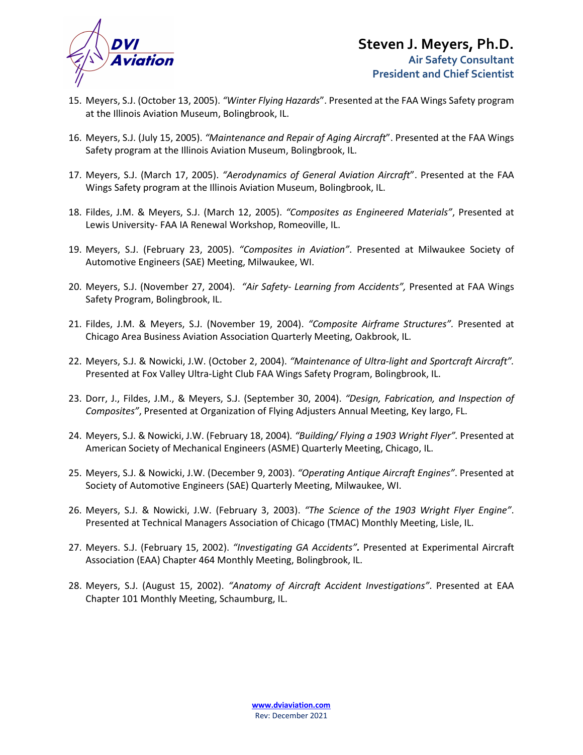15. Meyers, S.J. (October 13, 2005). *"Winter Flying Hazards*". Presented at the FAA Wings Safety program at the Illinois Aviation Museum, Bolingbrook, IL.

16. Meyers, S.J. (July 15, 2005). *"Maintenance and Repair of Aging Aircraft*". Presented at the FAA Wings Safety program at the Illinois Aviation Museum, Bolingbrook, IL.

17. Meyers, S.J. (March 17, 2005). *"Aerodynamics of General Aviation Aircraft*". Presented at the FAA Wings Safety program at the Illinois Aviation Museum, Bolingbrook, IL.

18. Fildes, J.M. & Meyers, S.J. (March 12, 2005). *"Composites as Engineered Materials"*, Presented at Lewis University- FAA IA Renewal Workshop, Romeoville, IL.

19. Meyers, S.J. (February 23, 2005). *"Composites in Aviation"*. Presented at Milwaukee Society of Automotive Engineers (SAE) Meeting, Milwaukee, WI.

20. Meyers, S.J. (November 27, 2004). *"Air Safety- Learning from Accidents",* Presented at FAA Wings Safety Program, Bolingbrook, IL.

21. Fildes, J.M. & Meyers, S.J. (November 19, 2004). *"Composite Airframe Structures".* Presented at Chicago Area Business Aviation Association Quarterly Meeting, Oakbrook, IL.

22. Meyers, S.J. & Nowicki, J.W. (October 2, 2004). *"Maintenance of Ultra-light and Sportcraft Aircraft".* Presented at Fox Valley Ultra-Light Club FAA Wings Safety Program, Bolingbrook, IL.

23. Dorr, J., Fildes, J.M., & Meyers, S.J. (September 30, 2004). *"Design, Fabrication, and Inspection of Composites"*, Presented at Organization of Flying Adjusters Annual Meeting, Key largo, FL.

24. Meyers, S.J. & Nowicki, J.W. (February 18, 2004). *"Building/ Flying a 1903 Wright Flyer".* Presented at American Society of Mechanical Engineers (ASME) Quarterly Meeting, Chicago, IL.

25. Meyers, S.J. & Nowicki, J.W. (December 9, 2003). *"Operating Antique Aircraft Engines"*. Presented at Society of Automotive Engineers (SAE) Quarterly Meeting, Milwaukee, WI.

26. Meyers, S.J. & Nowicki, J.W. (February 3, 2003). *"The Science of the 1903 Wright Flyer Engine"*. Presented at Technical Managers Association of Chicago (TMAC) Monthly Meeting, Lisle, IL.

27. Meyers. S.J. (February 15, 2002). *"Investigating GA Accidents"***.** Presented at Experimental Aircraft Association (EAA) Chapter 464 Monthly Meeting, Bolingbrook, IL.

28. Meyers, S.J. (August 15, 2002). *"Anatomy of Aircraft Accident Investigations"*. Presented at EAA Chapter 101 Monthly Meeting, Schaumburg, IL.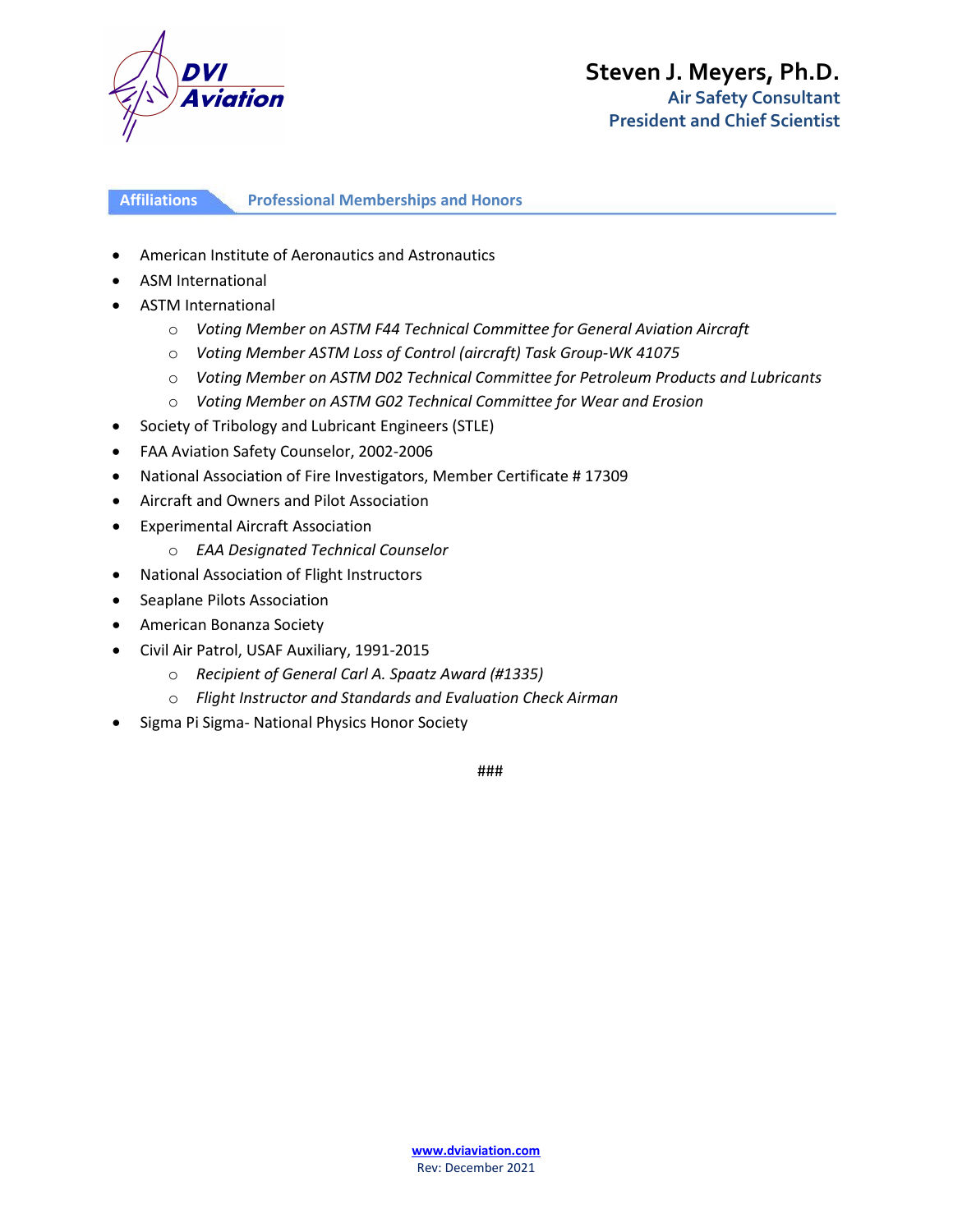**Steven J. Meyers, Ph.D.**
**Air Safety Consultant**
**President and Chief Scientist**

## Affiliations — Professional Memberships and Honors

- American Institute of Aeronautics and Astronautics
- ASM International
- ASTM International
  - *Voting Member on ASTM F44 Technical Committee for General Aviation Aircraft*
  - *Voting Member ASTM Loss of Control (aircraft) Task Group-WK 41075*
  - *Voting Member on ASTM D02 Technical Committee for Petroleum Products and Lubricants*
  - *Voting Member on ASTM G02 Technical Committee for Wear and Erosion*
- Society of Tribology and Lubricant Engineers (STLE)
- FAA Aviation Safety Counselor, 2002-2006
- National Association of Fire Investigators, Member Certificate # 17309
- Aircraft and Owners and Pilot Association
- Experimental Aircraft Association
  - *EAA Designated Technical Counselor*
- National Association of Flight Instructors
- Seaplane Pilots Association
- American Bonanza Society
- Civil Air Patrol, USAF Auxiliary, 1991-2015
  - *Recipient of General Carl A. Spaatz Award (#1335)*
  - *Flight Instructor and Standards and Evaluation Check Airman*
- Sigma Pi Sigma- National Physics Honor Society

###

www.dviaviation.com
Rev: December 2021